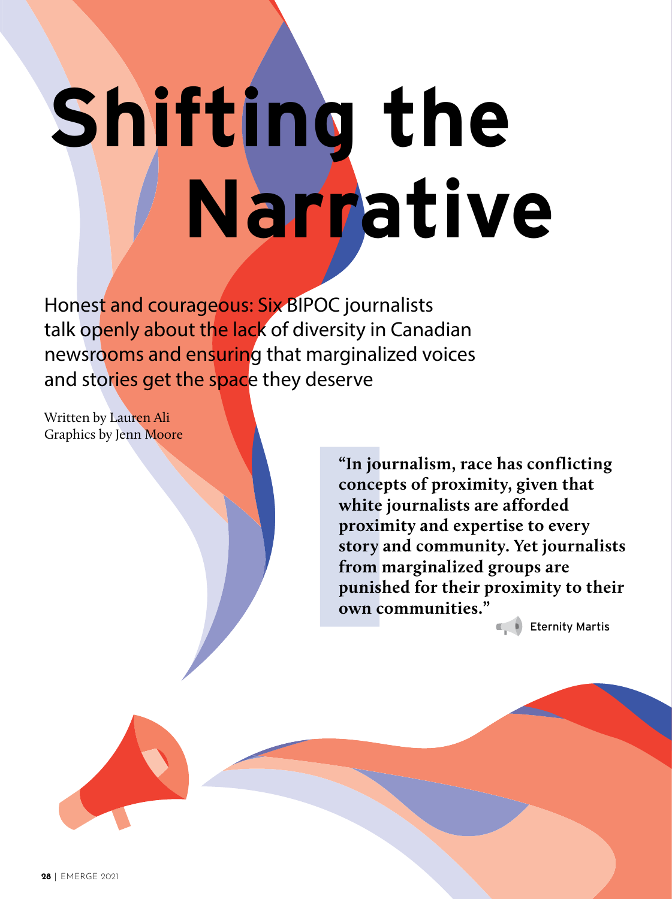# Shifting the Narrative

Honest and courageous: Six BIPOC journalists talk openly about the lack of diversity in Canadian newsrooms and ensuring that marginalized voices and stories get the space they deserve

Written by Lauren Ali
Graphics by Jenn Moore

> **"In journalism, race has conflicting concepts of proximity, given that white journalists are afforded proximity and expertise to every story and community. Yet journalists from marginalized groups are punished for their proximity to their own communities."**
>
> Eternity Martis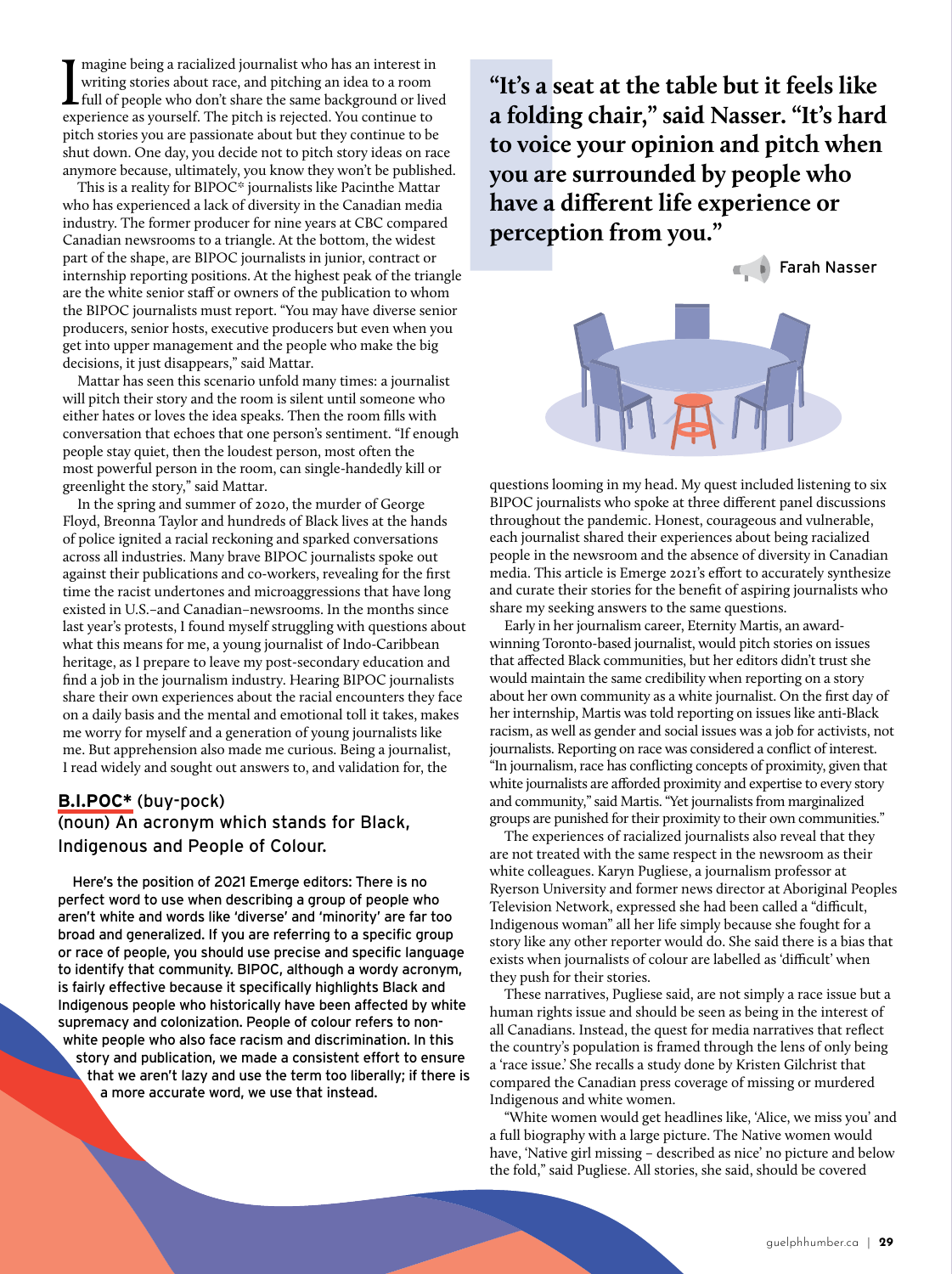Imagine being a racialized journalist who has an interest in writing stories about race, and pitching an idea to a room full of people who don't share the same background or lived experience as yourself. The pitch is rejected. You continue to pitch stories you are passionate about but they continue to be shut down. One day, you decide not to pitch story ideas on race anymore because, ultimately, you know they won't be published.

This is a reality for BIPOC* journalists like Pacinthe Mattar who has experienced a lack of diversity in the Canadian media industry. The former producer for nine years at CBC compared Canadian newsrooms to a triangle. At the bottom, the widest part of the shape, are BIPOC journalists in junior, contract or internship reporting positions. At the highest peak of the triangle are the white senior staff or owners of the publication to whom the BIPOC journalists must report. "You may have diverse senior producers, senior hosts, executive producers but even when you get into upper management and the people who make the big decisions, it just disappears," said Mattar.

Mattar has seen this scenario unfold many times: a journalist will pitch their story and the room is silent until someone who either hates or loves the idea speaks. Then the room fills with conversation that echoes that one person's sentiment. "If enough people stay quiet, then the loudest person, most often the most powerful person in the room, can single-handedly kill or greenlight the story," said Mattar.

In the spring and summer of 2020, the murder of George Floyd, Breonna Taylor and hundreds of Black lives at the hands of police ignited a racial reckoning and sparked conversations across all industries. Many brave BIPOC journalists spoke out against their publications and co-workers, revealing for the first time the racist undertones and microaggressions that have long existed in U.S.–and Canadian–newsrooms. In the months since last year's protests, I found myself struggling with questions about what this means for me, a young journalist of Indo-Caribbean heritage, as I prepare to leave my post-secondary education and find a job in the journalism industry. Hearing BIPOC journalists share their own experiences about the racial encounters they face on a daily basis and the mental and emotional toll it takes, makes me worry for myself and a generation of young journalists like me. But apprehension also made me curious. Being a journalist, I read widely and sought out answers to, and validation for, the questions looming in my head. My quest included listening to six BIPOC journalists who spoke at three different panel discussions throughout the pandemic. Honest, courageous and vulnerable, each journalist shared their experiences about being racialized people in the newsroom and the absence of diversity in Canadian media. This article is Emerge 2021's effort to accurately synthesize and curate their stories for the benefit of aspiring journalists who share my seeking answers to the same questions.

**B.I.POC*** (buy-pock)
(noun) An acronym which stands for Black, Indigenous and People of Colour.

Here's the position of 2021 Emerge editors: There is no perfect word to use when describing a group of people who aren't white and words like 'diverse' and 'minority' are far too broad and generalized. If you are referring to a specific group or race of people, you should use precise and specific language to identify that community. BIPOC, although a wordy acronym, is fairly effective because it specifically highlights Black and Indigenous people who historically have been affected by white supremacy and colonization. People of colour refers to non-white people who also face racism and discrimination. In this story and publication, we made a consistent effort to ensure that we aren't lazy and use the term too liberally; if there is a more accurate word, we use that instead.

> **"It's a seat at the table but it feels like a folding chair," said Nasser. "It's hard to voice your opinion and pitch when you are surrounded by people who have a different life experience or perception from you."**
>
> Farah Nasser

Early in her journalism career, Eternity Martis, an award-winning Toronto-based journalist, would pitch stories on issues that affected Black communities, but her editors didn't trust she would maintain the same credibility when reporting on a story about her own community as a white journalist. On the first day of her internship, Martis was told reporting on issues like anti-Black racism, as well as gender and social issues was a job for activists, not journalists. Reporting on race was considered a conflict of interest. "In journalism, race has conflicting concepts of proximity, given that white journalists are afforded proximity and expertise to every story and community," said Martis. "Yet journalists from marginalized groups are punished for their proximity to their own communities."

The experiences of racialized journalists also reveal that they are not treated with the same respect in the newsroom as their white colleagues. Karyn Pugliese, a journalism professor at Ryerson University and former news director at Aboriginal Peoples Television Network, expressed she had been called a "difficult, Indigenous woman" all her life simply because she fought for a story like any other reporter would do. She said there is a bias that exists when journalists of colour are labelled as 'difficult' when they push for their stories.

These narratives, Pugliese said, are not simply a race issue but a human rights issue and should be seen as being in the interest of all Canadians. Instead, the quest for media narratives that reflect the country's population is framed through the lens of only being a 'race issue.' She recalls a study done by Kristen Gilchrist that compared the Canadian press coverage of missing or murdered Indigenous and white women.

"White women would get headlines like, 'Alice, we miss you' and a full biography with a large picture. The Native women would have, 'Native girl missing – described as nice' no picture and below the fold," said Pugliese. All stories, she said, should be covered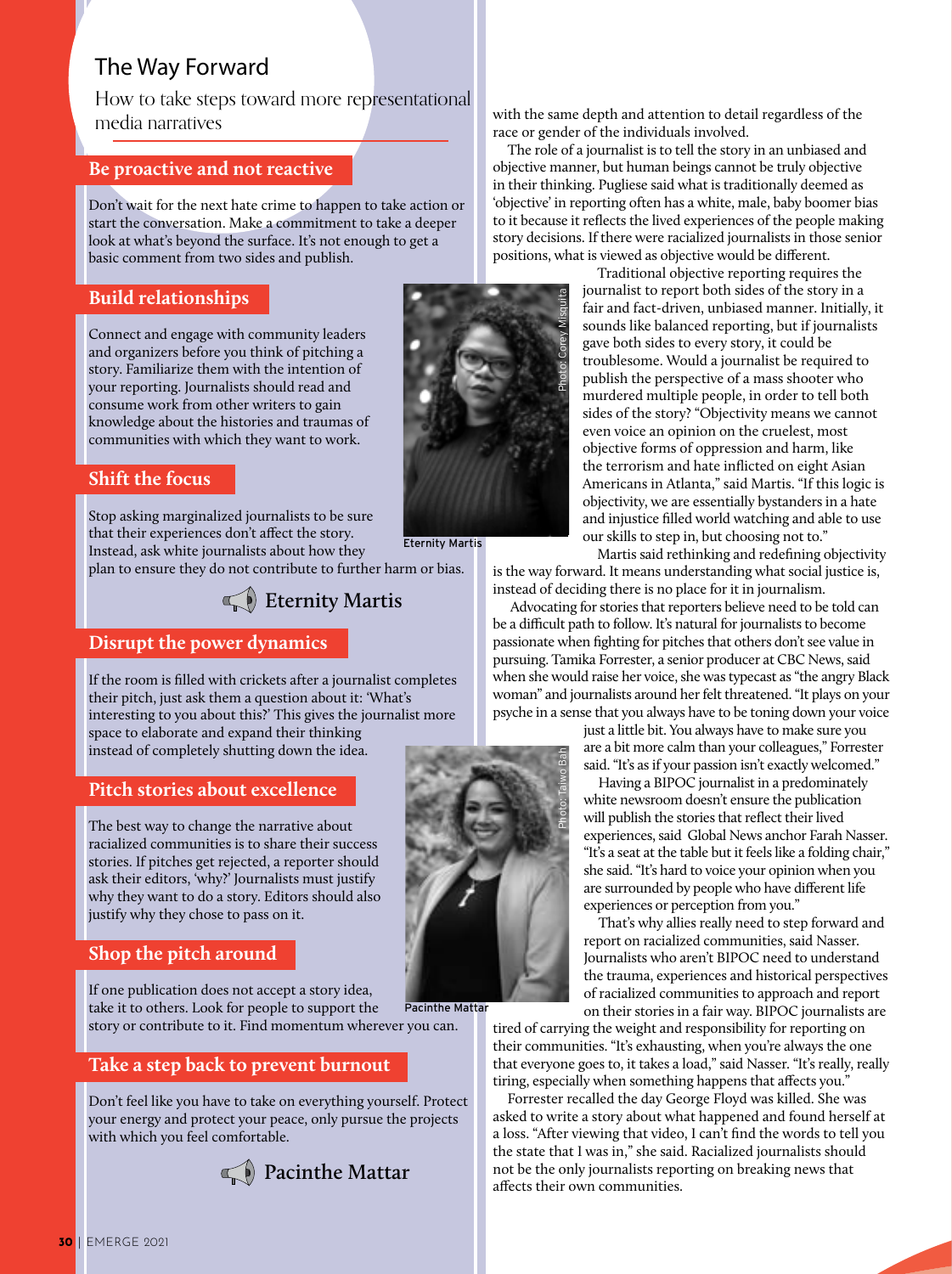## The Way Forward

How to take steps toward more representational media narratives

### Be proactive and not reactive

Don't wait for the next hate crime to happen to take action or start the conversation. Make a commitment to take a deeper look at what's beyond the surface. It's not enough to get a basic comment from two sides and publish.

### Build relationships

Connect and engage with community leaders and organizers before you think of pitching a story. Familiarize them with the intention of your reporting. Journalists should read and consume work from other writers to gain knowledge about the histories and traumas of communities with which they want to work.

### Shift the focus

Stop asking marginalized journalists to be sure that their experiences don't affect the story. Instead, ask white journalists about how they plan to ensure they do not contribute to further harm or bias.

**Eternity Martis**

### Disrupt the power dynamics

If the room is filled with crickets after a journalist completes their pitch, just ask them a question about it: 'What's interesting to you about this?' This gives the journalist more space to elaborate and expand their thinking instead of completely shutting down the idea.

### Pitch stories about excellence

The best way to change the narrative about racialized communities is to share their success stories. If pitches get rejected, a reporter should ask their editors, 'why?' Journalists must justify why they want to do a story. Editors should also justify why they chose to pass on it.

### Shop the pitch around

If one publication does not accept a story idea, take it to others. Look for people to support the story or contribute to it. Find momentum wherever you can.

### Take a step back to prevent burnout

Don't feel like you have to take on everything yourself. Protect your energy and protect your peace, only pursue the projects with which you feel comfortable.

**Pacinthe Mattar**

with the same depth and attention to detail regardless of the race or gender of the individuals involved.

The role of a journalist is to tell the story in an unbiased and objective manner, but human beings cannot be truly objective in their thinking. Pugliese said what is traditionally deemed as 'objective' in reporting often has a white, male, baby boomer bias to it because it reflects the lived experiences of the people making story decisions. If there were racialized journalists in those senior positions, what is viewed as objective would be different.

Photo: Corey Misquita

Eternity Martis

Traditional objective reporting requires the journalist to report both sides of the story in a fair and fact-driven, unbiased manner. Initially, it sounds like balanced reporting, but if journalists gave both sides to every story, it could be troublesome. Would a journalist be required to publish the perspective of a mass shooter who murdered multiple people, in order to tell both sides of the story? "Objectivity means we cannot even voice an opinion on the cruelest, most objective forms of oppression and harm, like the terrorism and hate inflicted on eight Asian Americans in Atlanta," said Martis. "If this logic is objectivity, we are essentially bystanders in a hate and injustice filled world watching and able to use our skills to step in, but choosing not to."

Martis said rethinking and redefining objectivity is the way forward. It means understanding what social justice is, instead of deciding there is no place for it in journalism.

Advocating for stories that reporters believe need to be told can be a difficult path to follow. It's natural for journalists to become passionate when fighting for pitches that others don't see value in pursuing. Tamika Forrester, a senior producer at CBC News, said when she would raise her voice, she was typecast as "the angry Black woman" and journalists around her felt threatened. "It plays on your psyche in a sense that you always have to be toning down your voice just a little bit. You always have to make sure you are a bit more calm than your colleagues," Forrester said. "It's as if your passion isn't exactly welcomed."

Photo: Taiwo Bah

Pacinthe Mattar

Having a BIPOC journalist in a predominately white newsroom doesn't ensure the publication will publish the stories that reflect their lived experiences, said Global News anchor Farah Nasser. "It's a seat at the table but it feels like a folding chair," she said. "It's hard to voice your opinion when you are surrounded by people who have different life experiences or perception from you."

That's why allies really need to step forward and report on racialized communities, said Nasser. Journalists who aren't BIPOC need to understand the trauma, experiences and historical perspectives of racialized communities to approach and report on their stories in a fair way. BIPOC journalists are tired of carrying the weight and responsibility for reporting on their communities. "It's exhausting, when you're always the one that everyone goes to, it takes a load," said Nasser. "It's really, really tiring, especially when something happens that affects you."

Forrester recalled the day George Floyd was killed. She was asked to write a story about what happened and found herself at a loss. "After viewing that video, I can't find the words to tell you the state that I was in," she said. Racialized journalists should not be the only journalists reporting on breaking news that affects their own communities.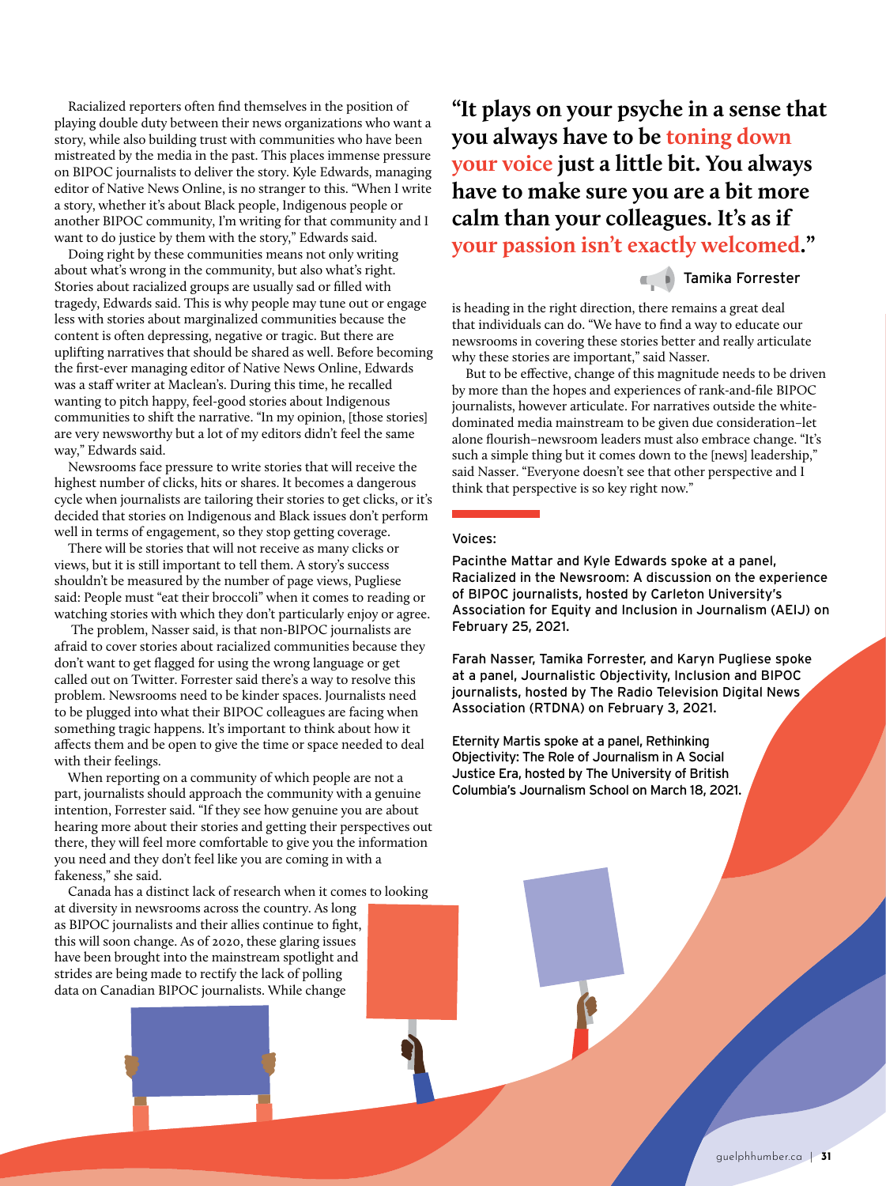Racialized reporters often find themselves in the position of playing double duty between their news organizations who want a story, while also building trust with communities who have been mistreated by the media in the past. This places immense pressure on BIPOC journalists to deliver the story. Kyle Edwards, managing editor of Native News Online, is no stranger to this. "When I write a story, whether it's about Black people, Indigenous people or another BIPOC community, I'm writing for that community and I want to do justice by them with the story," Edwards said.

Doing right by these communities means not only writing about what's wrong in the community, but also what's right. Stories about racialized groups are usually sad or filled with tragedy, Edwards said. This is why people may tune out or engage less with stories about marginalized communities because the content is often depressing, negative or tragic. But there are uplifting narratives that should be shared as well. Before becoming the first-ever managing editor of Native News Online, Edwards was a staff writer at Maclean's. During this time, he recalled wanting to pitch happy, feel-good stories about Indigenous communities to shift the narrative. "In my opinion, [those stories] are very newsworthy but a lot of my editors didn't feel the same way," Edwards said.

Newsrooms face pressure to write stories that will receive the highest number of clicks, hits or shares. It becomes a dangerous cycle when journalists are tailoring their stories to get clicks, or it's decided that stories on Indigenous and Black issues don't perform well in terms of engagement, so they stop getting coverage.

There will be stories that will not receive as many clicks or views, but it is still important to tell them. A story's success shouldn't be measured by the number of page views, Pugliese said: People must "eat their broccoli" when it comes to reading or watching stories with which they don't particularly enjoy or agree.

The problem, Nasser said, is that non-BIPOC journalists are afraid to cover stories about racialized communities because they don't want to get flagged for using the wrong language or get called out on Twitter. Forrester said there's a way to resolve this problem. Newsrooms need to be kinder spaces. Journalists need to be plugged into what their BIPOC colleagues are facing when something tragic happens. It's important to think about how it affects them and be open to give the time or space needed to deal with their feelings.

When reporting on a community of which people are not a part, journalists should approach the community with a genuine intention, Forrester said. "If they see how genuine you are about hearing more about their stories and getting their perspectives out there, they will feel more comfortable to give you the information you need and they don't feel like you are coming in with a fakeness," she said.

Canada has a distinct lack of research when it comes to looking at diversity in newsrooms across the country. As long as BIPOC journalists and their allies continue to fight, this will soon change. As of 2020, these glaring issues have been brought into the mainstream spotlight and strides are being made to rectify the lack of polling data on Canadian BIPOC journalists. While change is heading in the right direction, there remains a great deal that individuals can do. "We have to find a way to educate our newsrooms in covering these stories better and really articulate why these stories are important," said Nasser.

But to be effective, change of this magnitude needs to be driven by more than the hopes and experiences of rank-and-file BIPOC journalists, however articulate. For narratives outside the white-dominated media mainstream to be given due consideration–let alone flourish–newsroom leaders must also embrace change. "It's such a simple thing but it comes down to the [news] leadership," said Nasser. "Everyone doesn't see that other perspective and I think that perspective is so key right now."

> **"It plays on your psyche in a sense that you always have to be toning down your voice just a little bit. You always have to make sure you are a bit more calm than your colleagues. It's as if your passion isn't exactly welcomed."**
>
> Tamika Forrester

Voices:

Pacinthe Mattar and Kyle Edwards spoke at a panel, Racialized in the Newsroom: A discussion on the experience of BIPOC journalists, hosted by Carleton University's Association for Equity and Inclusion in Journalism (AEIJ) on February 25, 2021.

Farah Nasser, Tamika Forrester, and Karyn Pugliese spoke at a panel, Journalistic Objectivity, Inclusion and BIPOC journalists, hosted by The Radio Television Digital News Association (RTDNA) on February 3, 2021.

Eternity Martis spoke at a panel, Rethinking Objectivity: The Role of Journalism in A Social Justice Era, hosted by The University of British Columbia's Journalism School on March 18, 2021.